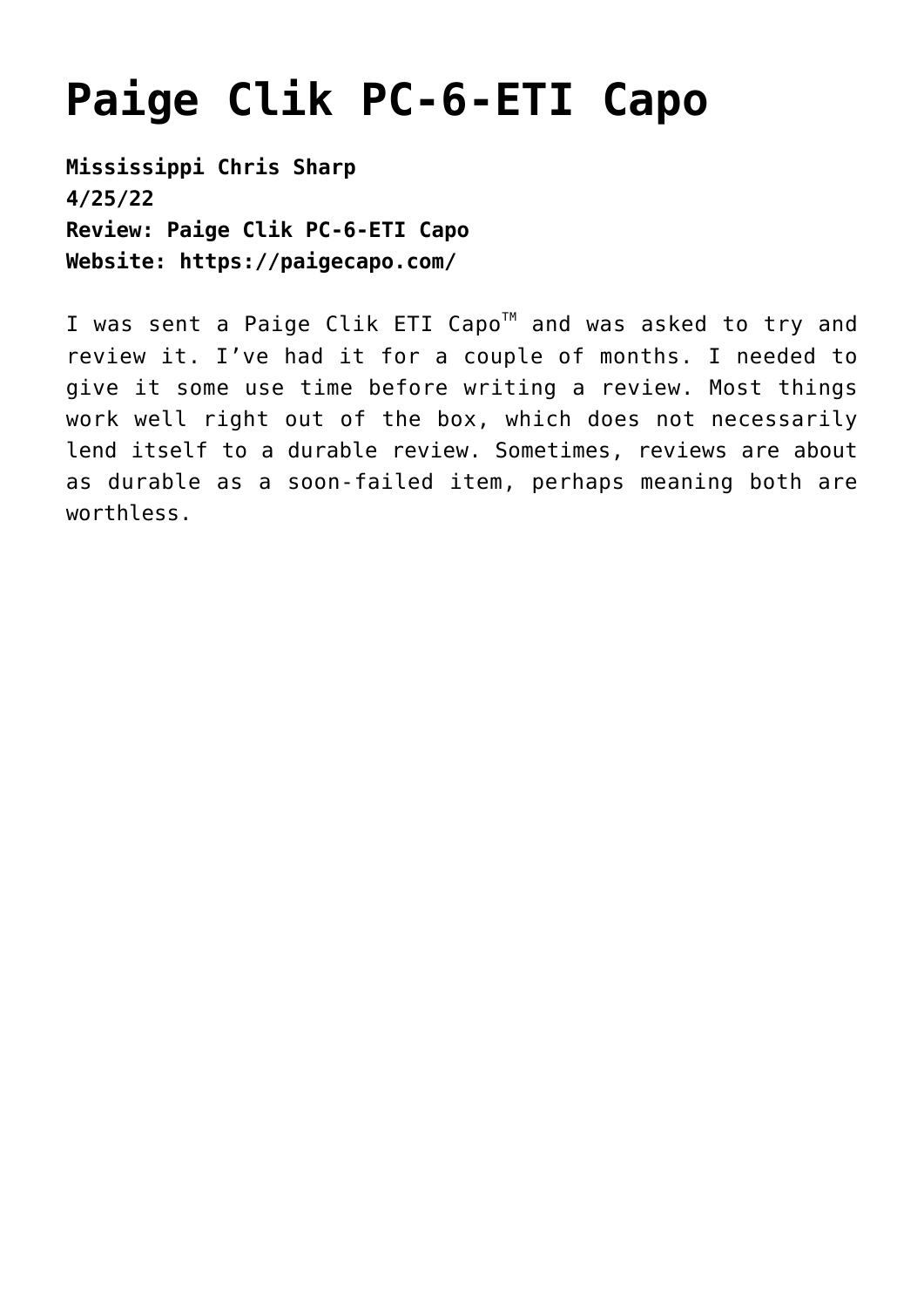# Paige Clik PC-6-ETI Capo

**Mississippi Chris Sharp**
**4/25/22**
**Review: Paige Clik PC-6-ETI Capo**
**Website: https://paigecapo.com/**

I was sent a Paige Clik ETI Capo™ and was asked to try and review it. I've had it for a couple of months. I needed to give it some use time before writing a review. Most things work well right out of the box, which does not necessarily lend itself to a durable review. Sometimes, reviews are about as durable as a soon-failed item, perhaps meaning both are worthless.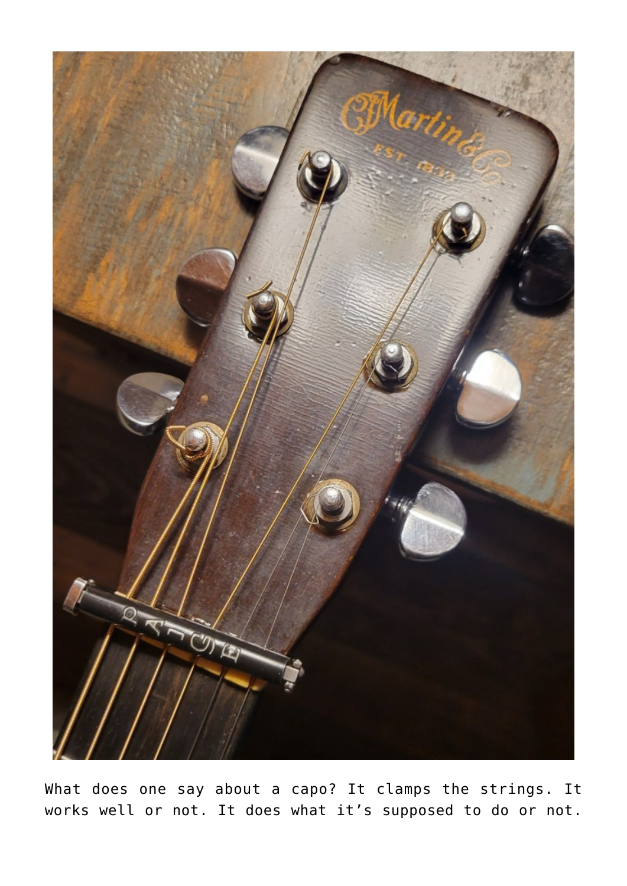What does one say about a capo? It clamps the strings. It works well or not. It does what it’s supposed to do or not.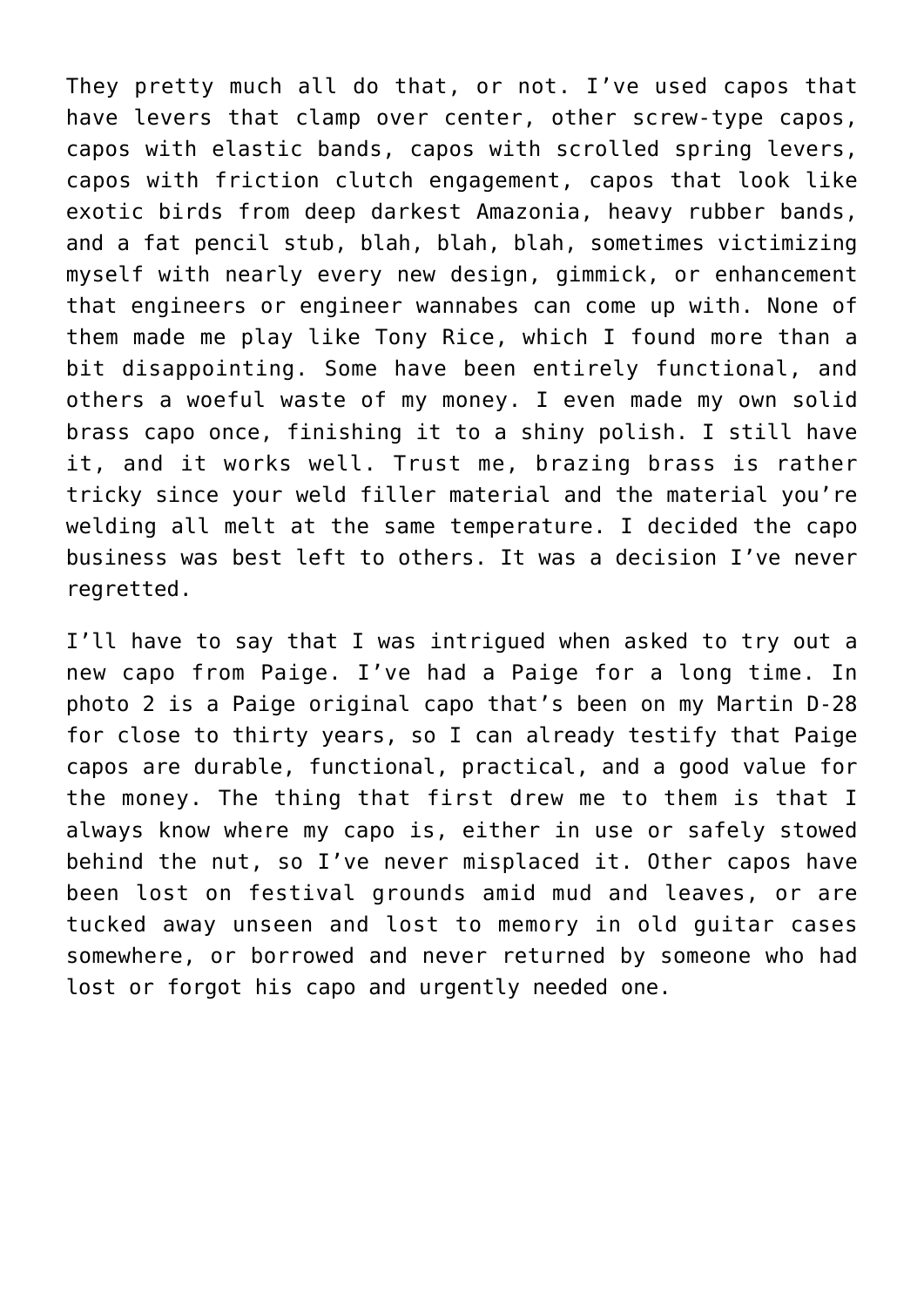They pretty much all do that, or not. I've used capos that have levers that clamp over center, other screw-type capos, capos with elastic bands, capos with scrolled spring levers, capos with friction clutch engagement, capos that look like exotic birds from deep darkest Amazonia, heavy rubber bands, and a fat pencil stub, blah, blah, blah, sometimes victimizing myself with nearly every new design, gimmick, or enhancement that engineers or engineer wannabes can come up with. None of them made me play like Tony Rice, which I found more than a bit disappointing. Some have been entirely functional, and others a woeful waste of my money. I even made my own solid brass capo once, finishing it to a shiny polish. I still have it, and it works well. Trust me, brazing brass is rather tricky since your weld filler material and the material you're welding all melt at the same temperature. I decided the capo business was best left to others. It was a decision I've never regretted.

I'll have to say that I was intrigued when asked to try out a new capo from Paige. I've had a Paige for a long time. In photo 2 is a Paige original capo that's been on my Martin D-28 for close to thirty years, so I can already testify that Paige capos are durable, functional, practical, and a good value for the money. The thing that first drew me to them is that I always know where my capo is, either in use or safely stowed behind the nut, so I've never misplaced it. Other capos have been lost on festival grounds amid mud and leaves, or are tucked away unseen and lost to memory in old guitar cases somewhere, or borrowed and never returned by someone who had lost or forgot his capo and urgently needed one.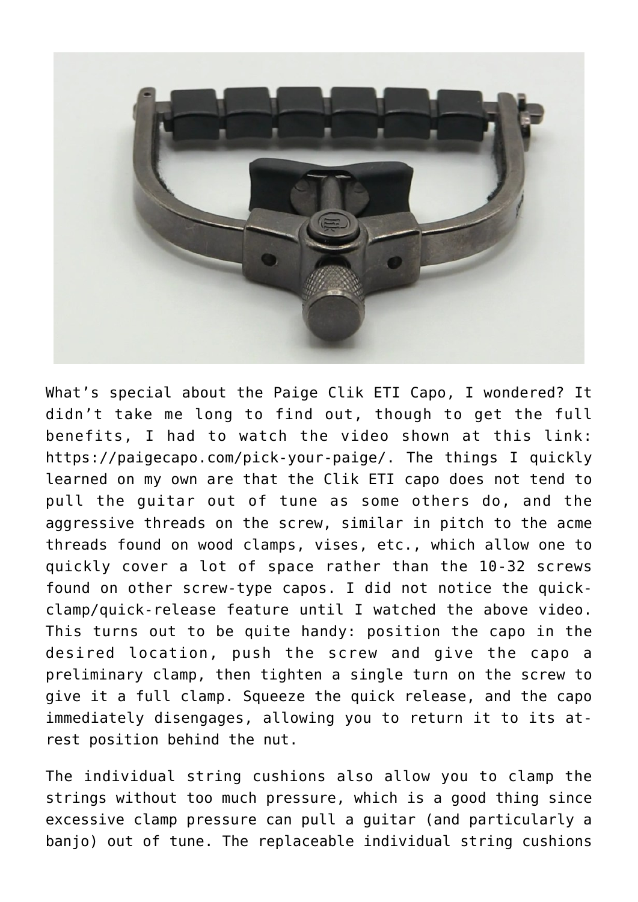What’s special about the Paige Clik ETI Capo, I wondered? It didn’t take me long to find out, though to get the full benefits, I had to watch the video shown at this link: https://paigecapo.com/pick-your-paige/. The things I quickly learned on my own are that the Clik ETI capo does not tend to pull the guitar out of tune as some others do, and the aggressive threads on the screw, similar in pitch to the acme threads found on wood clamps, vises, etc., which allow one to quickly cover a lot of space rather than the 10-32 screws found on other screw-type capos. I did not notice the quick-clamp/quick-release feature until I watched the above video. This turns out to be quite handy: position the capo in the desired location, push the screw and give the capo a preliminary clamp, then tighten a single turn on the screw to give it a full clamp. Squeeze the quick release, and the capo immediately disengages, allowing you to return it to its at-rest position behind the nut.

The individual string cushions also allow you to clamp the strings without too much pressure, which is a good thing since excessive clamp pressure can pull a guitar (and particularly a banjo) out of tune. The replaceable individual string cushions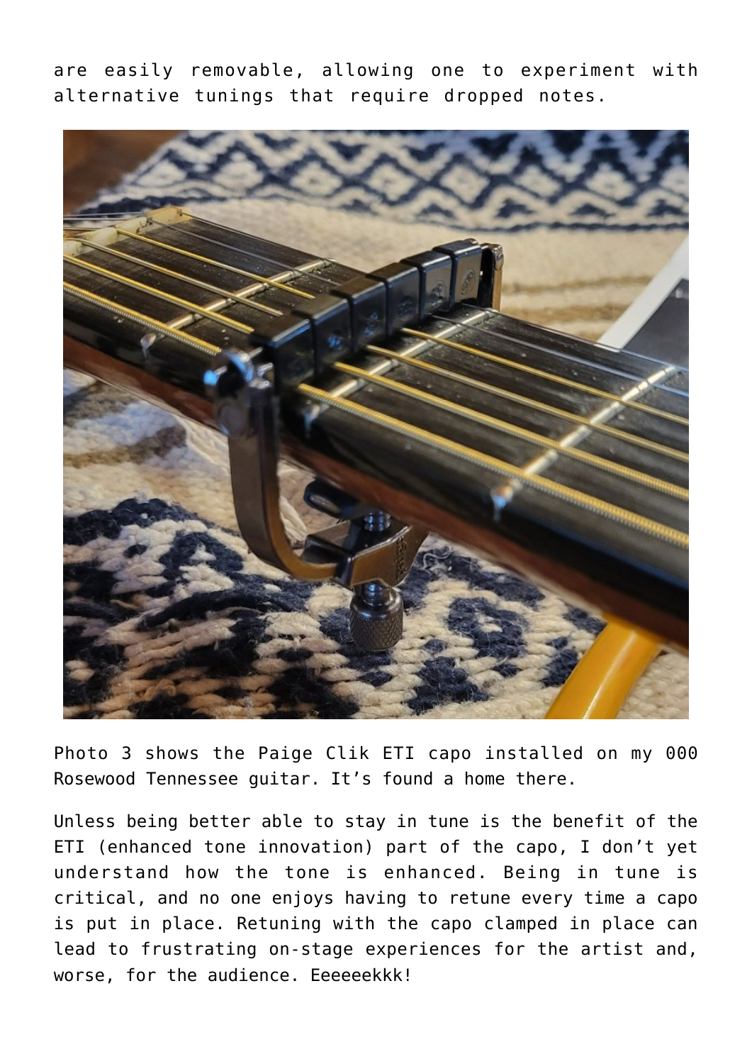are easily removable, allowing one to experiment with alternative tunings that require dropped notes.

Photo 3 shows the Paige Clik ETI capo installed on my 000 Rosewood Tennessee guitar. It's found a home there.

Unless being better able to stay in tune is the benefit of the ETI (enhanced tone innovation) part of the capo, I don't yet understand how the tone is enhanced. Being in tune is critical, and no one enjoys having to retune every time a capo is put in place. Retuning with the capo clamped in place can lead to frustrating on-stage experiences for the artist and, worse, for the audience. Eeeeeekkk!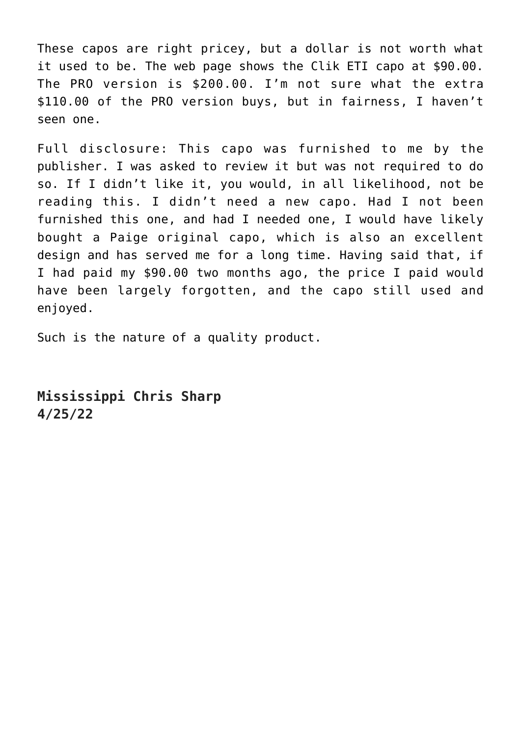These capos are right pricey, but a dollar is not worth what it used to be. The web page shows the Clik ETI capo at $90.00. The PRO version is $200.00. I'm not sure what the extra $110.00 of the PRO version buys, but in fairness, I haven't seen one.

Full disclosure: This capo was furnished to me by the publisher. I was asked to review it but was not required to do so. If I didn't like it, you would, in all likelihood, not be reading this. I didn't need a new capo. Had I not been furnished this one, and had I needed one, I would have likely bought a Paige original capo, which is also an excellent design and has served me for a long time. Having said that, if I had paid my $90.00 two months ago, the price I paid would have been largely forgotten, and the capo still used and enjoyed.

Such is the nature of a quality product.

**Mississippi Chris Sharp**
**4/25/22**